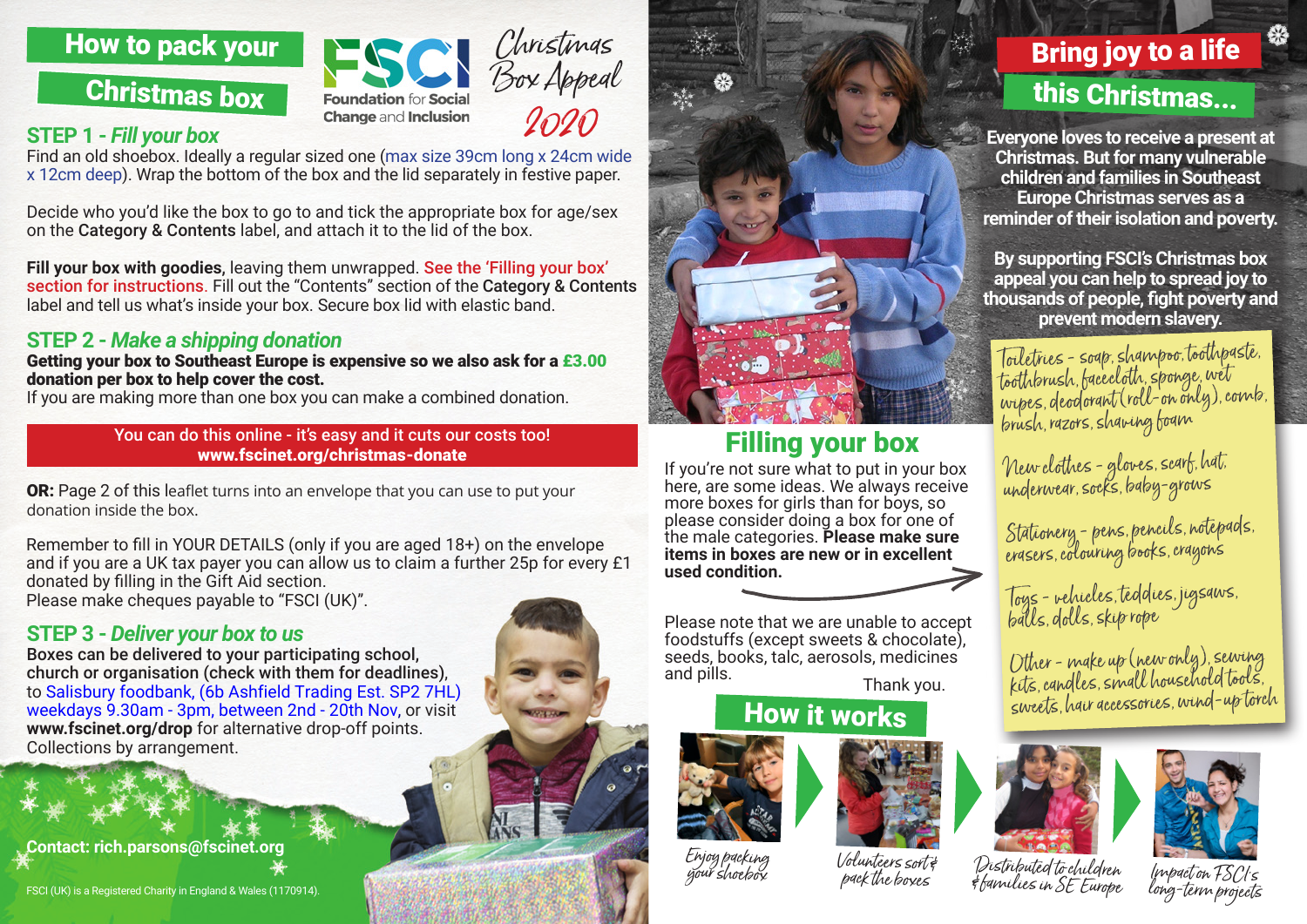# How to pack your Christmas box

FSCI Foundation for Social Change and Inclusion

*Christmas Box Appeal 2020*

## STEP 1 - *Fill your box*

Find an old shoebox. Ideally a regular sized one (max size 39cm long x 24cm wide x 12cm deep). Wrap the bottom of the box and the lid separately in festive paper.

Decide who you'd like the box to go to and tick the appropriate box for age/sex on the **Category & Contents** label, and attach it to the lid of the box.

**Fill your box with goodies,** leaving them unwrapped. See the 'Filling your box' section for instructions. Fill out the "Contents" section of the **Category & Contents** label and tell us what's inside your box. Secure box lid with elastic band.

## STEP 2 - *Make a shipping donation*

**Getting your box to Southeast Europe is expensive so we also ask for a £3.00 donation per box to help cover the cost.**
If you are making more than one box you can make a combined donation.

You can do this online - it's easy and it cuts our costs too!
**www.fscinet.org/christmas-donate**

**OR:** Page 2 of this leaflet turns into an envelope that you can use to put your donation inside the box.

Remember to fill in YOUR DETAILS (only if you are aged 18+) on the envelope and if you are a UK tax payer you can allow us to claim a further 25p for every £1 donated by filling in the Gift Aid section.
Please make cheques payable to "FSCI (UK)".

## STEP 3 - *Deliver your box to us*

**Boxes can be delivered to your participating school, church or organisation (check with them for deadlines)**, to Salisbury foodbank, (6b Ashfield Trading Est. SP2 7HL) weekdays 9.30am - 3pm, between 2nd - 20th Nov, or visit **www.fscinet.org/drop** for alternative drop-off points.
Collections by arrangement.

**Contact: rich.parsons@fscinet.org**

FSCI (UK) is a Registered Charity in England & Wales (1170914).

# Bring joy to a life this Christmas...

**Everyone loves to receive a present at Christmas. But for many vulnerable children and families in Southeast Europe Christmas serves as a reminder of their isolation and poverty.**

**By supporting FSCI's Christmas box appeal you can help to spread joy to thousands of people, fight poverty and prevent modern slavery.**

## Filling your box

If you're not sure what to put in your box here, are some ideas. We always receive more boxes for girls than for boys, so please consider doing a box for one of the male categories. **Please make sure items in boxes are new or in excellent used condition.**

- Toiletries - soap, shampoo, toothpaste, toothbrush, faceloth, sponge, wet wipes, deodorant (roll-on only), comb, brush, razors, shaving foam
- New clothes - gloves, scarf, hat, underwear, socks, baby-grows
- Stationery - pens, pencils, notepads, erasers, colouring books, crayons
- Toys - vehicles, teddies, jigsaws, balls, dolls, skip rope
- Other - make up (new only), sewing kits, candles, small household tools, sweets, hair accessories, wind-up torch

Please note that we are unable to accept foodstuffs (except sweets & chocolate), seeds, books, talc, aerosols, medicines and pills.

Thank you.

## How it works

Enjoy packing your shoebox → Volunteers sort & pack the boxes → Distributed to children & families in SE Europe → Impact on FSCI's long-term projects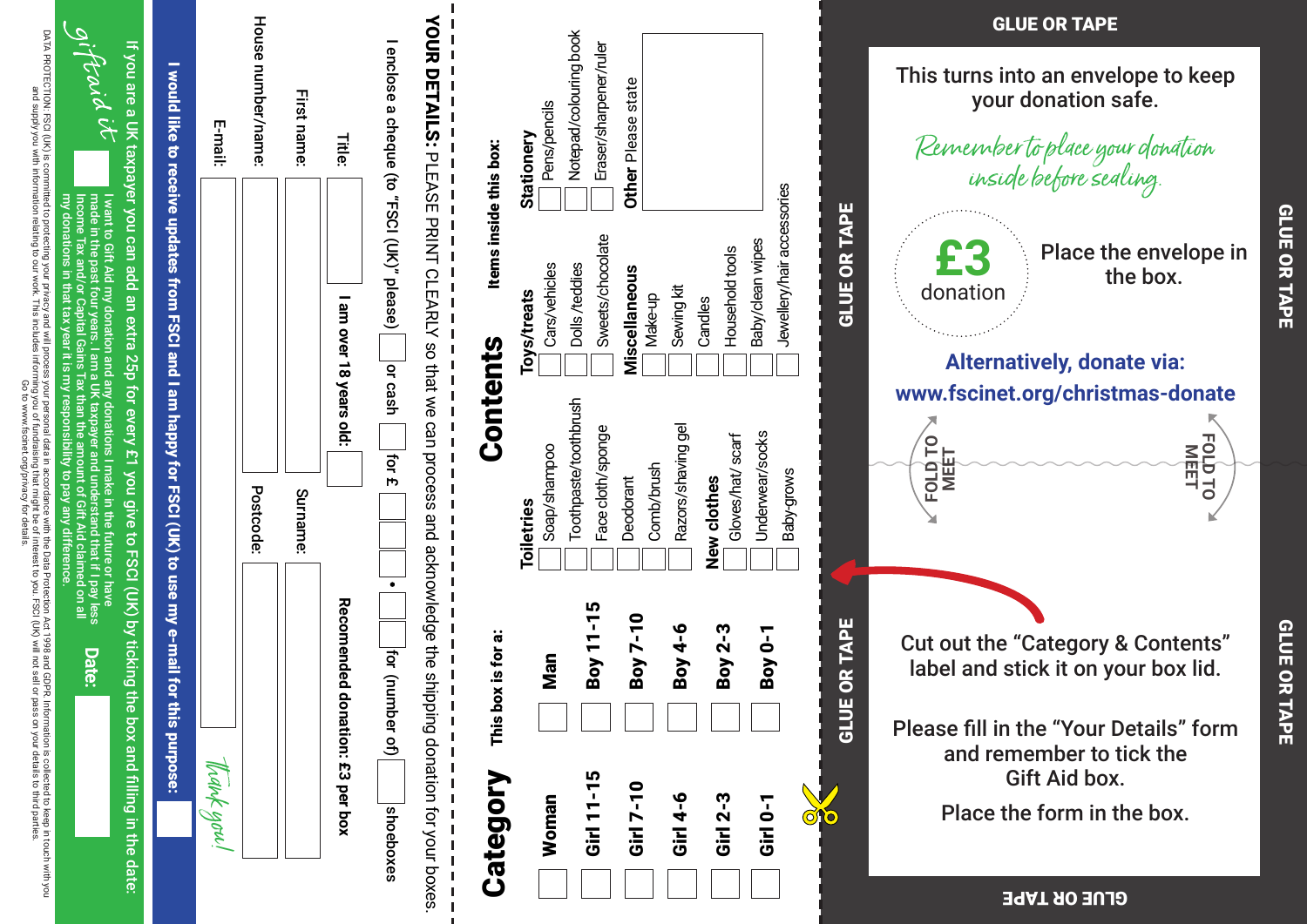## Category

This box is for a:

| | |
|---|---|
| Woman | Man |
| Girl 11-15 | Boy 11-15 |
| Girl 7-10 | Boy 7-10 |
| Girl 4-6 | Boy 4-6 |
| Girl 2-3 | Boy 2-3 |
| Girl 0-1 | Boy 0-1 |

## Contents

Items inside this box:

**Toiletries**
- Soap/shampoo
- Toothpaste/toothbrush
- Face cloth/sponge
- Deodorant
- Comb/brush
- Razors/shaving gel

**New clothes**
- Gloves/hat/ scarf
- Underwear/socks
- Baby-grows

**Toys/treats**
- Cars/vehicles
- Dolls /teddies
- Sweets/chocolate

**Miscellaneous**
- Make-up
- Sewing kit
- Candles
- Household tools
- Baby/clean wipes
- Jewellery/hair accessories

**Stationery**
- Pens/pencils
- Notepad/colouring book
- Eraser/sharpener/ruler

**Other** Please state

**YOUR DETAILS:** PLEASE PRINT CLEARLY so that we can process and acknowledge the shipping donation for your boxes.

I enclose a cheque (to "FSCI (UK)" please) or cash for £ . for (number of) shoeboxes

Title: I am over 18 years old: Recomended donation: £3 per box

First name: Surname:

House number/name: Postcode:

E-mail:

*thank you!*

**I would like to receive updates from FSCI and I am happy for FSCI (UK) to use my e-mail for this purpose:**

**If you are a UK taxpayer you can add an extra 25p for every £1 you give to FSCI (UK) by ticking the box and filling in the date:**

*giftaid it*

I want to Gift Aid my donation and any donations I make in the future or have made in the past four years. I am a UK taxpayer and understand that if I pay less Income Tax and/or Capital Gains Tax than the amount of Gift Aid claimed on all my donations in that tax year it is my responsibility to pay any difference.

**Date:**

DATA PROTECTION: FSCI (UK) is committed to protecting your privacy and will process your personal data in accordance with the Data Protection Act 1998 and GDPR. Information is collected to keep in touch with you and supply you with information relating to our work. This includes informing you of fundraising that might be of interest to you. FSCI (UK) will not sell or pass on your details to third parties. Go to www.fscinet.org/privacy for details.

---

GLUE OR TAPE

This turns into an envelope to keep your donation safe.

*Remember to place your donation inside before sealing.*

**£3** donation

Place the envelope in the box.

**Alternatively, donate via:**
**www.fscinet.org/christmas-donate**

FOLD TO MEET

FOLD TO MEET

Cut out the "Category & Contents" label and stick it on your box lid.

Please fill in the "Your Details" form and remember to tick the Gift Aid box.

Place the form in the box.

GLUE OR TAPE

GLUE OR TAPE

GLUE OR TAPE

GLUE OR TAPE

GLUE OR TAPE

GLUE OR TAPE